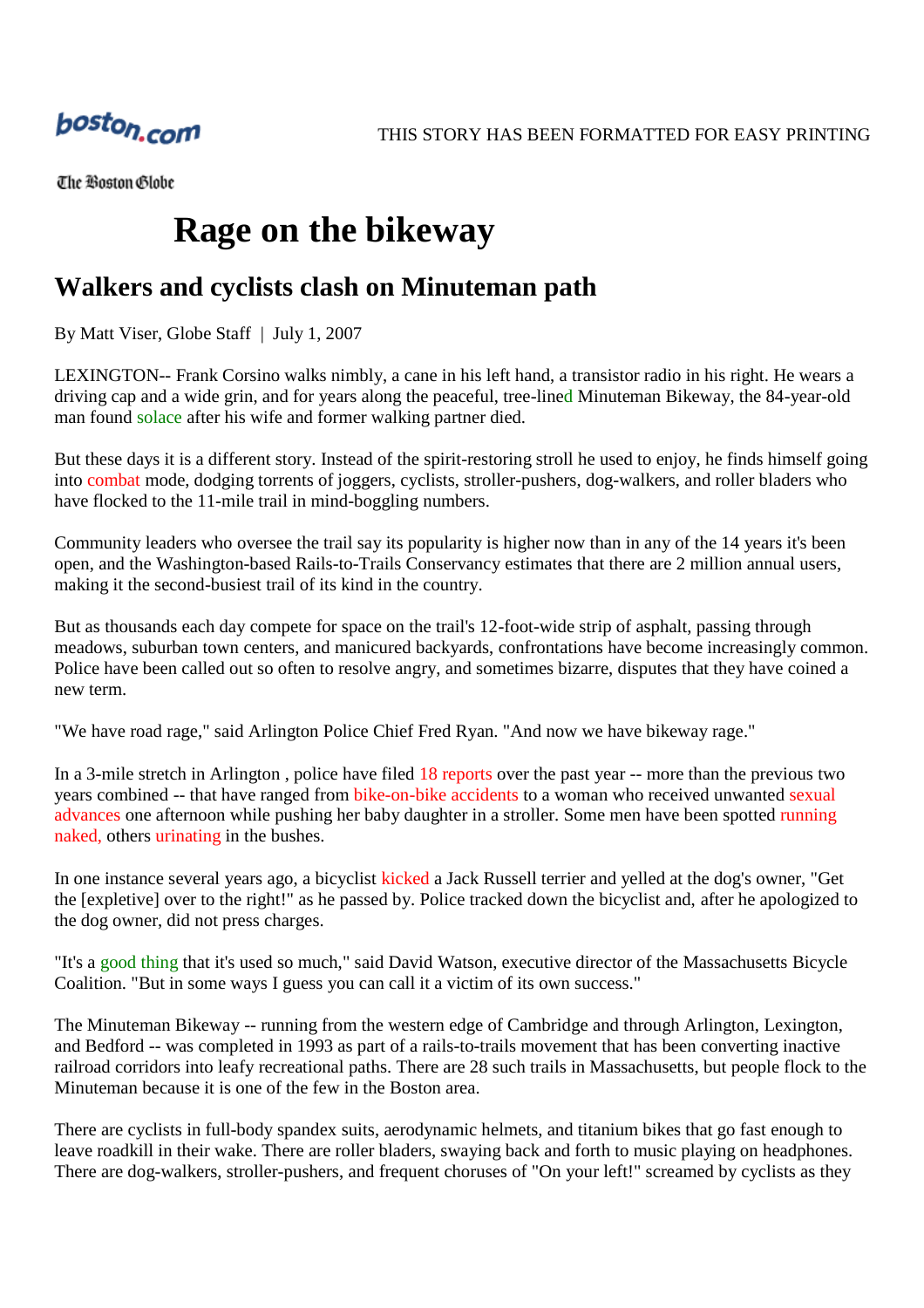THIS STORY HAS BEEN FORMATTED FOR EASY PRINTING

# Rage on the bikeway

## Walkers and cyclists clash on Minuteman path

By Matt Viser, Globe Staff | July 1, 2007

LEXINGTON-- Frank Corsino walks nimbly, a cane in his left hand, a transistor radio in his right. He wears a driving cap and a wide grin, and for years along the peaceful, tree-lined Minuteman Bikeway, the 84-year-old man found solace after his wife and former walking partner died.

But these days it is a different story. Instead of the spirit-restoring stroll he used to enjoy, he finds himself going into combat mode, dodging torrents of joggers, cyclists, stroller-pushers, dog-walkers, and roller bladers who have flocked to the 11-mile trail in mind-boggling numbers.

Community leaders who oversee the trail say its popularity is higher now than in any of the 14 years it's been open, and the Washington-based Rails-to-Trails Conservancy estimates that there are 2 million annual users, making it the second-busiest trail of its kind in the country.

But as thousands each day compete for space on the trail's 12-foot-wide strip of asphalt, passing through meadows, suburban town centers, and manicured backyards, confrontations have become increasingly common. Police have been called out so often to resolve angry, and sometimes bizarre, disputes that they have coined a new term.

"We have road rage," said Arlington Police Chief Fred Ryan. "And now we have bikeway rage."

In a 3-mile stretch in Arlington , police have filed 18 reports over the past year -- more than the previous two years combined -- that have ranged from bike-on-bike accidents to a woman who received unwanted sexual advances one afternoon while pushing her baby daughter in a stroller. Some men have been spotted running naked, others urinating in the bushes.

In one instance several years ago, a bicyclist kicked a Jack Russell terrier and yelled at the dog's owner, "Get the [expletive] over to the right!" as he passed by. Police tracked down the bicyclist and, after he apologized to the dog owner, did not press charges.

"It's a good thing that it's used so much," said David Watson, executive director of the Massachusetts Bicycle Coalition. "But in some ways I guess you can call it a victim of its own success."

The Minuteman Bikeway -- running from the western edge of Cambridge and through Arlington, Lexington, and Bedford -- was completed in 1993 as part of a rails-to-trails movement that has been converting inactive railroad corridors into leafy recreational paths. There are 28 such trails in Massachusetts, but people flock to the Minuteman because it is one of the few in the Boston area.

There are cyclists in full-body spandex suits, aerodynamic helmets, and titanium bikes that go fast enough to leave roadkill in their wake. There are roller bladers, swaying back and forth to music playing on headphones. There are dog-walkers, stroller-pushers, and frequent choruses of "On your left!" screamed by cyclists as they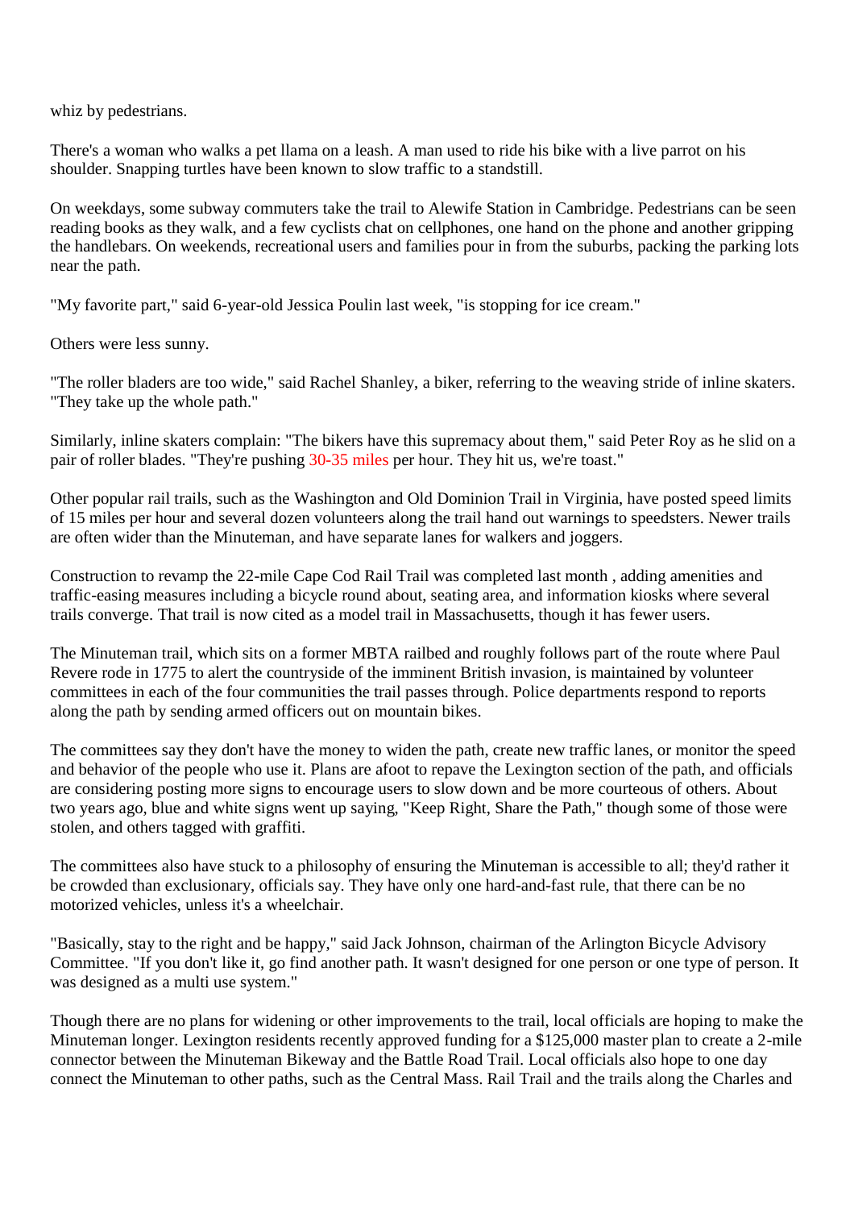whiz by pedestrians.

There's a woman who walks a pet llama on a leash. A man used to ride his bike with a live parrot on his shoulder. Snapping turtles have been known to slow traffic to a standstill.

On weekdays, some subway commuters take the trail to Alewife Station in Cambridge. Pedestrians can be seen reading books as they walk, and a few cyclists chat on cellphones, one hand on the phone and another gripping the handlebars. On weekends, recreational users and families pour in from the suburbs, packing the parking lots near the path.

"My favorite part," said 6-year-old Jessica Poulin last week, "is stopping for ice cream."

Others were less sunny.

"The roller bladers are too wide," said Rachel Shanley, a biker, referring to the weaving stride of inline skaters. "They take up the whole path."

Similarly, inline skaters complain: "The bikers have this supremacy about them," said Peter Roy as he slid on a pair of roller blades. "They're pushing 30-35 miles per hour. They hit us, we're toast."

Other popular rail trails, such as the Washington and Old Dominion Trail in Virginia, have posted speed limits of 15 miles per hour and several dozen volunteers along the trail hand out warnings to speedsters. Newer trails are often wider than the Minuteman, and have separate lanes for walkers and joggers.

Construction to revamp the 22-mile Cape Cod Rail Trail was completed last month , adding amenities and traffic-easing measures including a bicycle round about, seating area, and information kiosks where several trails converge. That trail is now cited as a model trail in Massachusetts, though it has fewer users.

The Minuteman trail, which sits on a former MBTA railbed and roughly follows part of the route where Paul Revere rode in 1775 to alert the countryside of the imminent British invasion, is maintained by volunteer committees in each of the four communities the trail passes through. Police departments respond to reports along the path by sending armed officers out on mountain bikes.

The committees say they don't have the money to widen the path, create new traffic lanes, or monitor the speed and behavior of the people who use it. Plans are afoot to repave the Lexington section of the path, and officials are considering posting more signs to encourage users to slow down and be more courteous of others. About two years ago, blue and white signs went up saying, "Keep Right, Share the Path," though some of those were stolen, and others tagged with graffiti.

The committees also have stuck to a philosophy of ensuring the Minuteman is accessible to all; they'd rather it be crowded than exclusionary, officials say. They have only one hard-and-fast rule, that there can be no motorized vehicles, unless it's a wheelchair.

"Basically, stay to the right and be happy," said Jack Johnson, chairman of the Arlington Bicycle Advisory Committee. "If you don't like it, go find another path. It wasn't designed for one person or one type of person. It was designed as a multi use system."

Though there are no plans for widening or other improvements to the trail, local officials are hoping to make the Minuteman longer. Lexington residents recently approved funding for a $125,000 master plan to create a 2-mile connector between the Minuteman Bikeway and the Battle Road Trail. Local officials also hope to one day connect the Minuteman to other paths, such as the Central Mass. Rail Trail and the trails along the Charles and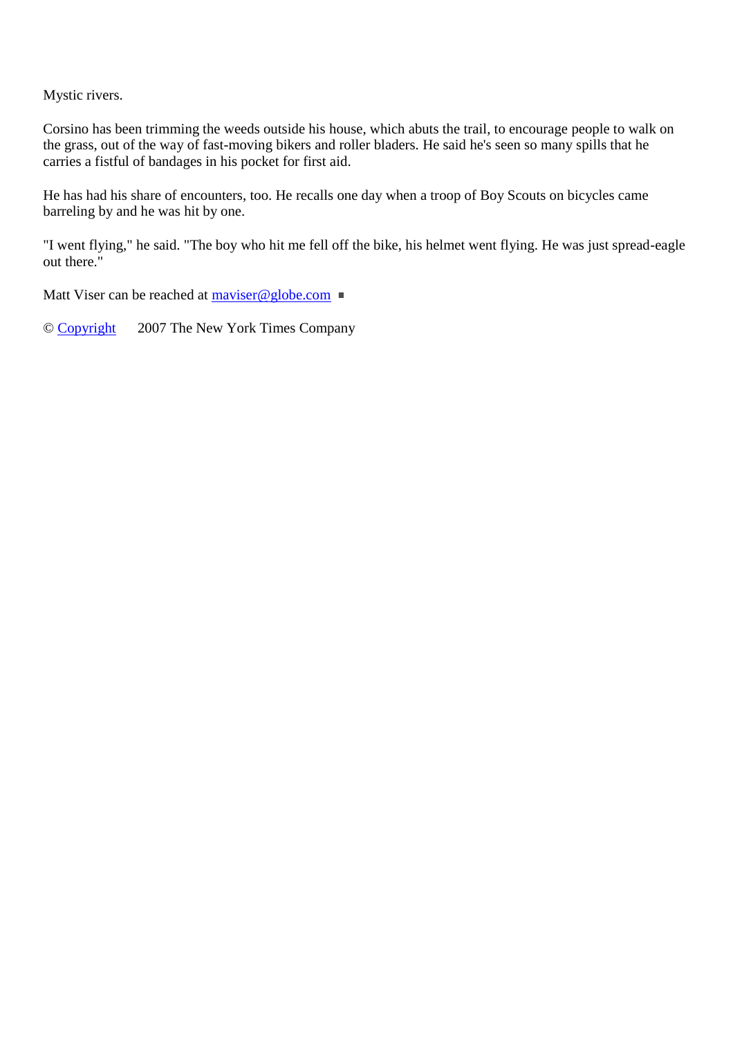Mystic rivers.

Corsino has been trimming the weeds outside his house, which abuts the trail, to encourage people to walk on the grass, out of the way of fast-moving bikers and roller bladers. He said he's seen so many spills that he carries a fistful of bandages in his pocket for first aid.

He has had his share of encounters, too. He recalls one day when a troop of Boy Scouts on bicycles came barreling by and he was hit by one.

"I went flying," he said. "The boy who hit me fell off the bike, his helmet went flying. He was just spread-eagle out there."

Matt Viser can be reached at maviser@globe.com ■

© Copyright 2007 The New York Times Company